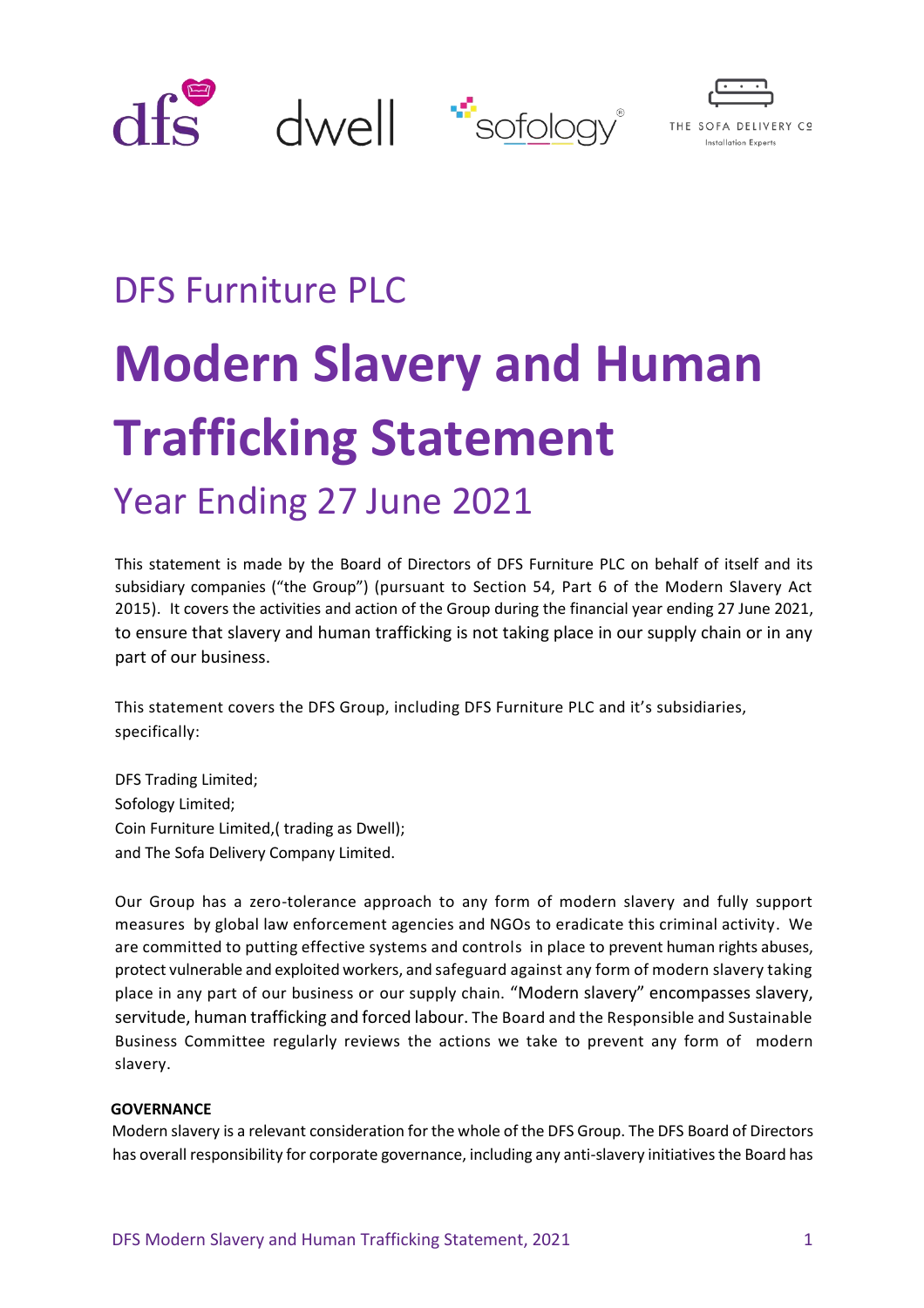DFS Furniture PLC

# Modern Slavery and Human Trafficking Statement

## Year Ending 27 June 2021

This statement is made by the Board of Directors of DFS Furniture PLC on behalf of itself and its subsidiary companies ("the Group") (pursuant to Section 54, Part 6 of the Modern Slavery Act 2015). It covers the activities and action of the Group during the financial year ending 27 June 2021, to ensure that slavery and human trafficking is not taking place in our supply chain or in any part of our business.

This statement covers the DFS Group, including DFS Furniture PLC and it's subsidiaries, specifically:

DFS Trading Limited;
Sofology Limited;
Coin Furniture Limited,( trading as Dwell);
and The Sofa Delivery Company Limited.

Our Group has a zero-tolerance approach to any form of modern slavery and fully support measures by global law enforcement agencies and NGOs to eradicate this criminal activity. We are committed to putting effective systems and controls in place to prevent human rights abuses, protect vulnerable and exploited workers, and safeguard against any form of modern slavery taking place in any part of our business or our supply chain. "Modern slavery" encompasses slavery, servitude, human trafficking and forced labour. The Board and the Responsible and Sustainable Business Committee regularly reviews the actions we take to prevent any form of modern slavery.

**GOVERNANCE**

Modern slavery is a relevant consideration for the whole of the DFS Group. The DFS Board of Directors has overall responsibility for corporate governance, including any anti-slavery initiatives the Board has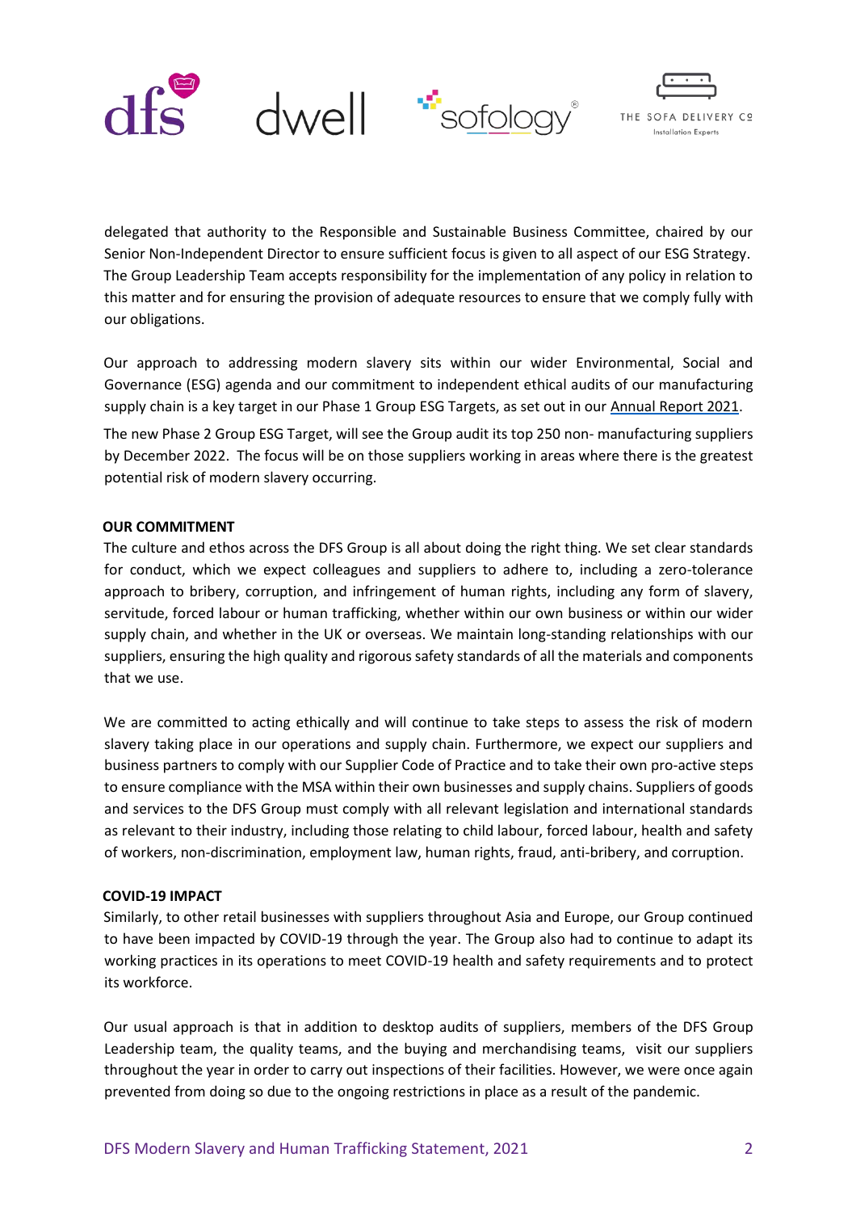delegated that authority to the Responsible and Sustainable Business Committee, chaired by our Senior Non-Independent Director to ensure sufficient focus is given to all aspect of our ESG Strategy. The Group Leadership Team accepts responsibility for the implementation of any policy in relation to this matter and for ensuring the provision of adequate resources to ensure that we comply fully with our obligations.

Our approach to addressing modern slavery sits within our wider Environmental, Social and Governance (ESG) agenda and our commitment to independent ethical audits of our manufacturing supply chain is a key target in our Phase 1 Group ESG Targets, as set out in our Annual Report 2021.

The new Phase 2 Group ESG Target, will see the Group audit its top 250 non- manufacturing suppliers by December 2022. The focus will be on those suppliers working in areas where there is the greatest potential risk of modern slavery occurring.

**OUR COMMITMENT**

The culture and ethos across the DFS Group is all about doing the right thing. We set clear standards for conduct, which we expect colleagues and suppliers to adhere to, including a zero-tolerance approach to bribery, corruption, and infringement of human rights, including any form of slavery, servitude, forced labour or human trafficking, whether within our own business or within our wider supply chain, and whether in the UK or overseas. We maintain long-standing relationships with our suppliers, ensuring the high quality and rigorous safety standards of all the materials and components that we use.

We are committed to acting ethically and will continue to take steps to assess the risk of modern slavery taking place in our operations and supply chain. Furthermore, we expect our suppliers and business partners to comply with our Supplier Code of Practice and to take their own pro-active steps to ensure compliance with the MSA within their own businesses and supply chains. Suppliers of goods and services to the DFS Group must comply with all relevant legislation and international standards as relevant to their industry, including those relating to child labour, forced labour, health and safety of workers, non-discrimination, employment law, human rights, fraud, anti-bribery, and corruption.

**COVID-19 IMPACT**

Similarly, to other retail businesses with suppliers throughout Asia and Europe, our Group continued to have been impacted by COVID-19 through the year. The Group also had to continue to adapt its working practices in its operations to meet COVID-19 health and safety requirements and to protect its workforce.

Our usual approach is that in addition to desktop audits of suppliers, members of the DFS Group Leadership team, the quality teams, and the buying and merchandising teams, visit our suppliers throughout the year in order to carry out inspections of their facilities. However, we were once again prevented from doing so due to the ongoing restrictions in place as a result of the pandemic.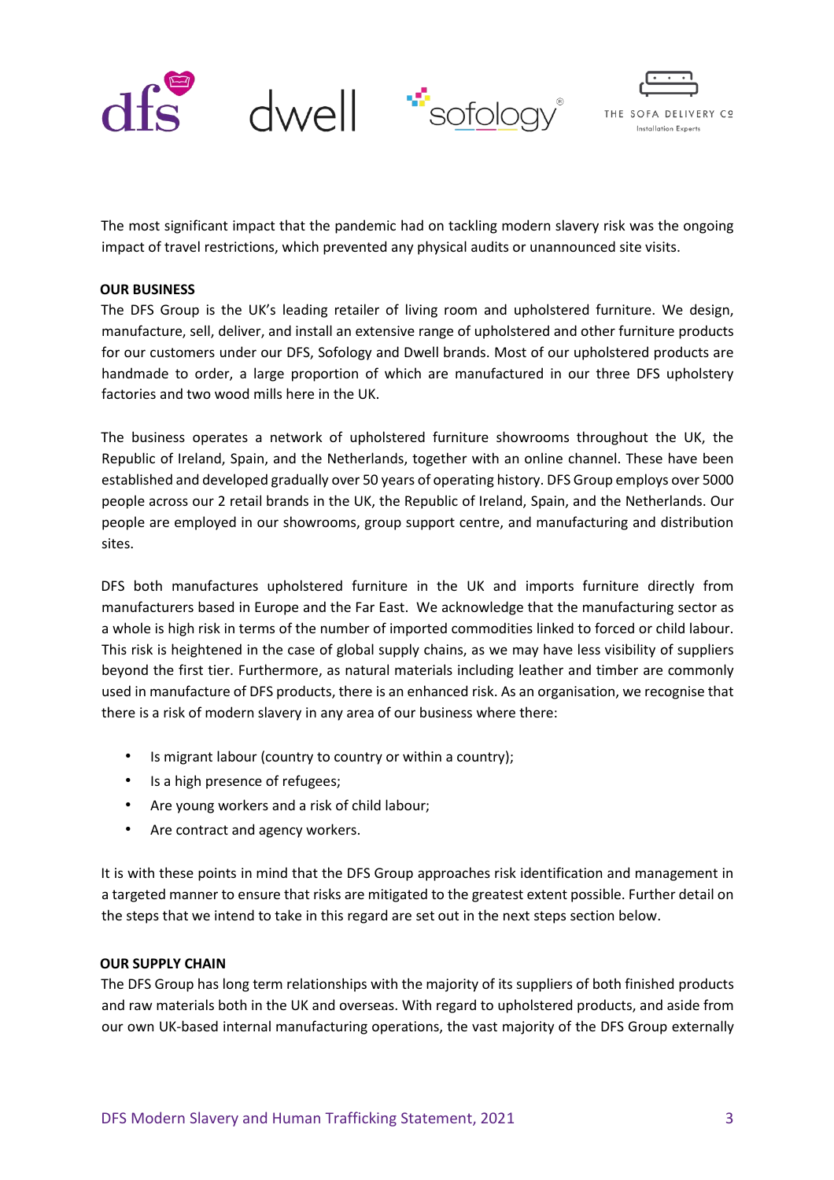The most significant impact that the pandemic had on tackling modern slavery risk was the ongoing impact of travel restrictions, which prevented any physical audits or unannounced site visits.

**OUR BUSINESS**

The DFS Group is the UK's leading retailer of living room and upholstered furniture. We design, manufacture, sell, deliver, and install an extensive range of upholstered and other furniture products for our customers under our DFS, Sofology and Dwell brands. Most of our upholstered products are handmade to order, a large proportion of which are manufactured in our three DFS upholstery factories and two wood mills here in the UK.

The business operates a network of upholstered furniture showrooms throughout the UK, the Republic of Ireland, Spain, and the Netherlands, together with an online channel. These have been established and developed gradually over 50 years of operating history. DFS Group employs over 5000 people across our 2 retail brands in the UK, the Republic of Ireland, Spain, and the Netherlands. Our people are employed in our showrooms, group support centre, and manufacturing and distribution sites.

DFS both manufactures upholstered furniture in the UK and imports furniture directly from manufacturers based in Europe and the Far East. We acknowledge that the manufacturing sector as a whole is high risk in terms of the number of imported commodities linked to forced or child labour. This risk is heightened in the case of global supply chains, as we may have less visibility of suppliers beyond the first tier. Furthermore, as natural materials including leather and timber are commonly used in manufacture of DFS products, there is an enhanced risk. As an organisation, we recognise that there is a risk of modern slavery in any area of our business where there:

- Is migrant labour (country to country or within a country);
- Is a high presence of refugees;
- Are young workers and a risk of child labour;
- Are contract and agency workers.

It is with these points in mind that the DFS Group approaches risk identification and management in a targeted manner to ensure that risks are mitigated to the greatest extent possible. Further detail on the steps that we intend to take in this regard are set out in the next steps section below.

**OUR SUPPLY CHAIN**

The DFS Group has long term relationships with the majority of its suppliers of both finished products and raw materials both in the UK and overseas. With regard to upholstered products, and aside from our own UK-based internal manufacturing operations, the vast majority of the DFS Group externally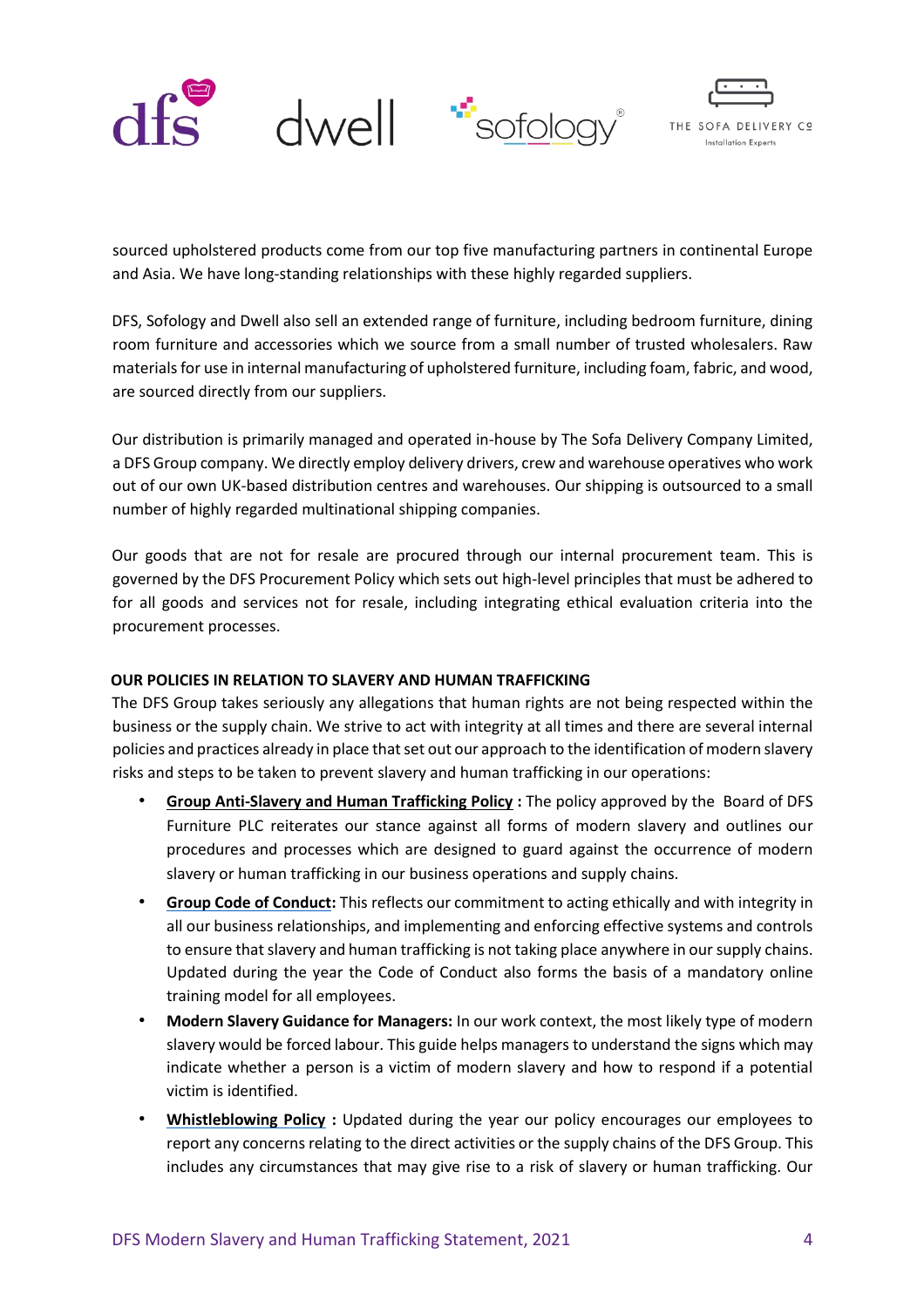sourced upholstered products come from our top five manufacturing partners in continental Europe and Asia. We have long-standing relationships with these highly regarded suppliers.

DFS, Sofology and Dwell also sell an extended range of furniture, including bedroom furniture, dining room furniture and accessories which we source from a small number of trusted wholesalers. Raw materials for use in internal manufacturing of upholstered furniture, including foam, fabric, and wood, are sourced directly from our suppliers.

Our distribution is primarily managed and operated in-house by The Sofa Delivery Company Limited, a DFS Group company. We directly employ delivery drivers, crew and warehouse operatives who work out of our own UK-based distribution centres and warehouses. Our shipping is outsourced to a small number of highly regarded multinational shipping companies.

Our goods that are not for resale are procured through our internal procurement team. This is governed by the DFS Procurement Policy which sets out high-level principles that must be adhered to for all goods and services not for resale, including integrating ethical evaluation criteria into the procurement processes.

## OUR POLICIES IN RELATION TO SLAVERY AND HUMAN TRAFFICKING

The DFS Group takes seriously any allegations that human rights are not being respected within the business or the supply chain. We strive to act with integrity at all times and there are several internal policies and practices already in place that set out our approach to the identification of modern slavery risks and steps to be taken to prevent slavery and human trafficking in our operations:

- **Group Anti-Slavery and Human Trafficking Policy :** The policy approved by the Board of DFS Furniture PLC reiterates our stance against all forms of modern slavery and outlines our procedures and processes which are designed to guard against the occurrence of modern slavery or human trafficking in our business operations and supply chains.
- **Group Code of Conduct:** This reflects our commitment to acting ethically and with integrity in all our business relationships, and implementing and enforcing effective systems and controls to ensure that slavery and human trafficking is not taking place anywhere in our supply chains. Updated during the year the Code of Conduct also forms the basis of a mandatory online training model for all employees.
- **Modern Slavery Guidance for Managers:** In our work context, the most likely type of modern slavery would be forced labour. This guide helps managers to understand the signs which may indicate whether a person is a victim of modern slavery and how to respond if a potential victim is identified.
- **Whistleblowing Policy :** Updated during the year our policy encourages our employees to report any concerns relating to the direct activities or the supply chains of the DFS Group. This includes any circumstances that may give rise to a risk of slavery or human trafficking. Our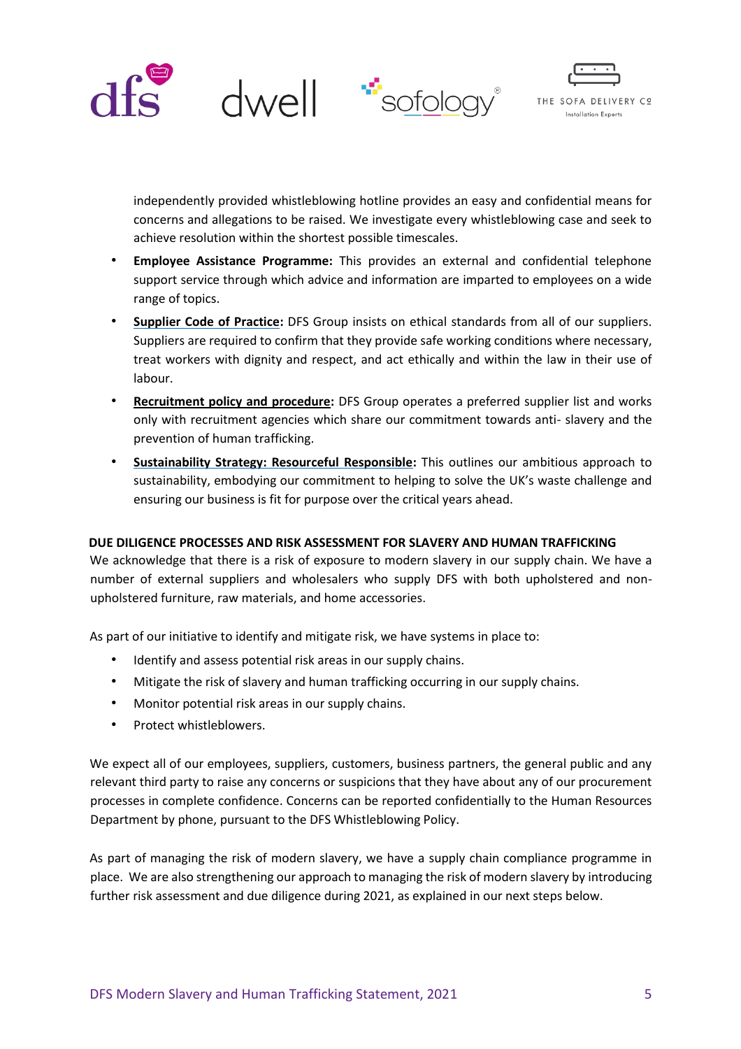independently provided whistleblowing hotline provides an easy and confidential means for concerns and allegations to be raised. We investigate every whistleblowing case and seek to achieve resolution within the shortest possible timescales.

- **Employee Assistance Programme:** This provides an external and confidential telephone support service through which advice and information are imparted to employees on a wide range of topics.
- **Supplier Code of Practice:** DFS Group insists on ethical standards from all of our suppliers. Suppliers are required to confirm that they provide safe working conditions where necessary, treat workers with dignity and respect, and act ethically and within the law in their use of labour.
- **Recruitment policy and procedure:** DFS Group operates a preferred supplier list and works only with recruitment agencies which share our commitment towards anti- slavery and the prevention of human trafficking.
- **Sustainability Strategy: Resourceful Responsible:** This outlines our ambitious approach to sustainability, embodying our commitment to helping to solve the UK's waste challenge and ensuring our business is fit for purpose over the critical years ahead.

## DUE DILIGENCE PROCESSES AND RISK ASSESSMENT FOR SLAVERY AND HUMAN TRAFFICKING

We acknowledge that there is a risk of exposure to modern slavery in our supply chain. We have a number of external suppliers and wholesalers who supply DFS with both upholstered and non-upholstered furniture, raw materials, and home accessories.

As part of our initiative to identify and mitigate risk, we have systems in place to:

- Identify and assess potential risk areas in our supply chains.
- Mitigate the risk of slavery and human trafficking occurring in our supply chains.
- Monitor potential risk areas in our supply chains.
- Protect whistleblowers.

We expect all of our employees, suppliers, customers, business partners, the general public and any relevant third party to raise any concerns or suspicions that they have about any of our procurement processes in complete confidence. Concerns can be reported confidentially to the Human Resources Department by phone, pursuant to the DFS Whistleblowing Policy.

As part of managing the risk of modern slavery, we have a supply chain compliance programme in place. We are also strengthening our approach to managing the risk of modern slavery by introducing further risk assessment and due diligence during 2021, as explained in our next steps below.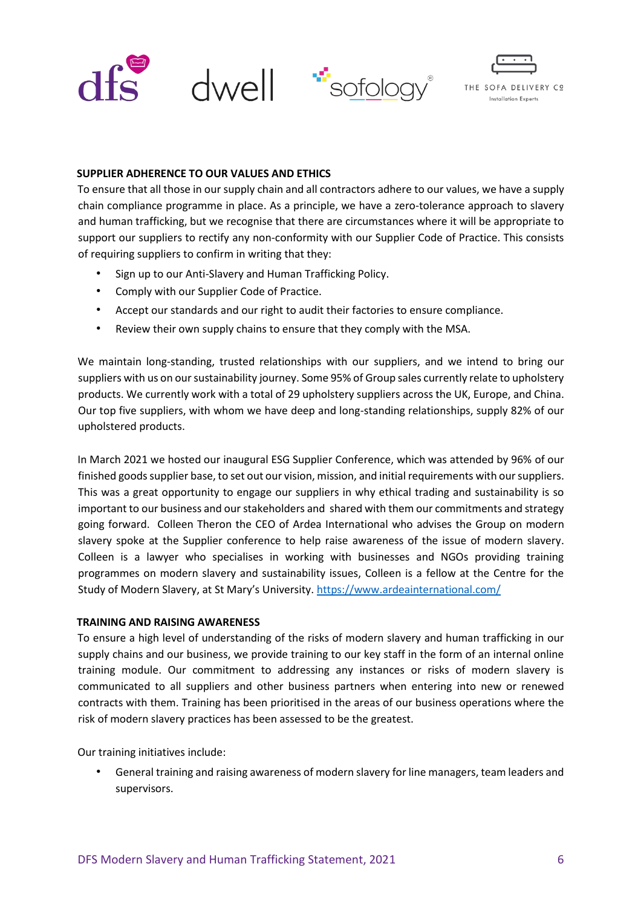## SUPPLIER ADHERENCE TO OUR VALUES AND ETHICS

To ensure that all those in our supply chain and all contractors adhere to our values, we have a supply chain compliance programme in place. As a principle, we have a zero-tolerance approach to slavery and human trafficking, but we recognise that there are circumstances where it will be appropriate to support our suppliers to rectify any non-conformity with our Supplier Code of Practice. This consists of requiring suppliers to confirm in writing that they:

- Sign up to our Anti-Slavery and Human Trafficking Policy.
- Comply with our Supplier Code of Practice.
- Accept our standards and our right to audit their factories to ensure compliance.
- Review their own supply chains to ensure that they comply with the MSA.

We maintain long-standing, trusted relationships with our suppliers, and we intend to bring our suppliers with us on our sustainability journey. Some 95% of Group sales currently relate to upholstery products. We currently work with a total of 29 upholstery suppliers across the UK, Europe, and China. Our top five suppliers, with whom we have deep and long-standing relationships, supply 82% of our upholstered products.

In March 2021 we hosted our inaugural ESG Supplier Conference, which was attended by 96% of our finished goods supplier base, to set out our vision, mission, and initial requirements with our suppliers. This was a great opportunity to engage our suppliers in why ethical trading and sustainability is so important to our business and our stakeholders and shared with them our commitments and strategy going forward. Colleen Theron the CEO of Ardea International who advises the Group on modern slavery spoke at the Supplier conference to help raise awareness of the issue of modern slavery. Colleen is a lawyer who specialises in working with businesses and NGOs providing training programmes on modern slavery and sustainability issues, Colleen is a fellow at the Centre for the Study of Modern Slavery, at St Mary's University. https://www.ardeainternational.com/

## TRAINING AND RAISING AWARENESS

To ensure a high level of understanding of the risks of modern slavery and human trafficking in our supply chains and our business, we provide training to our key staff in the form of an internal online training module. Our commitment to addressing any instances or risks of modern slavery is communicated to all suppliers and other business partners when entering into new or renewed contracts with them. Training has been prioritised in the areas of our business operations where the risk of modern slavery practices has been assessed to be the greatest.

Our training initiatives include:

- General training and raising awareness of modern slavery for line managers, team leaders and supervisors.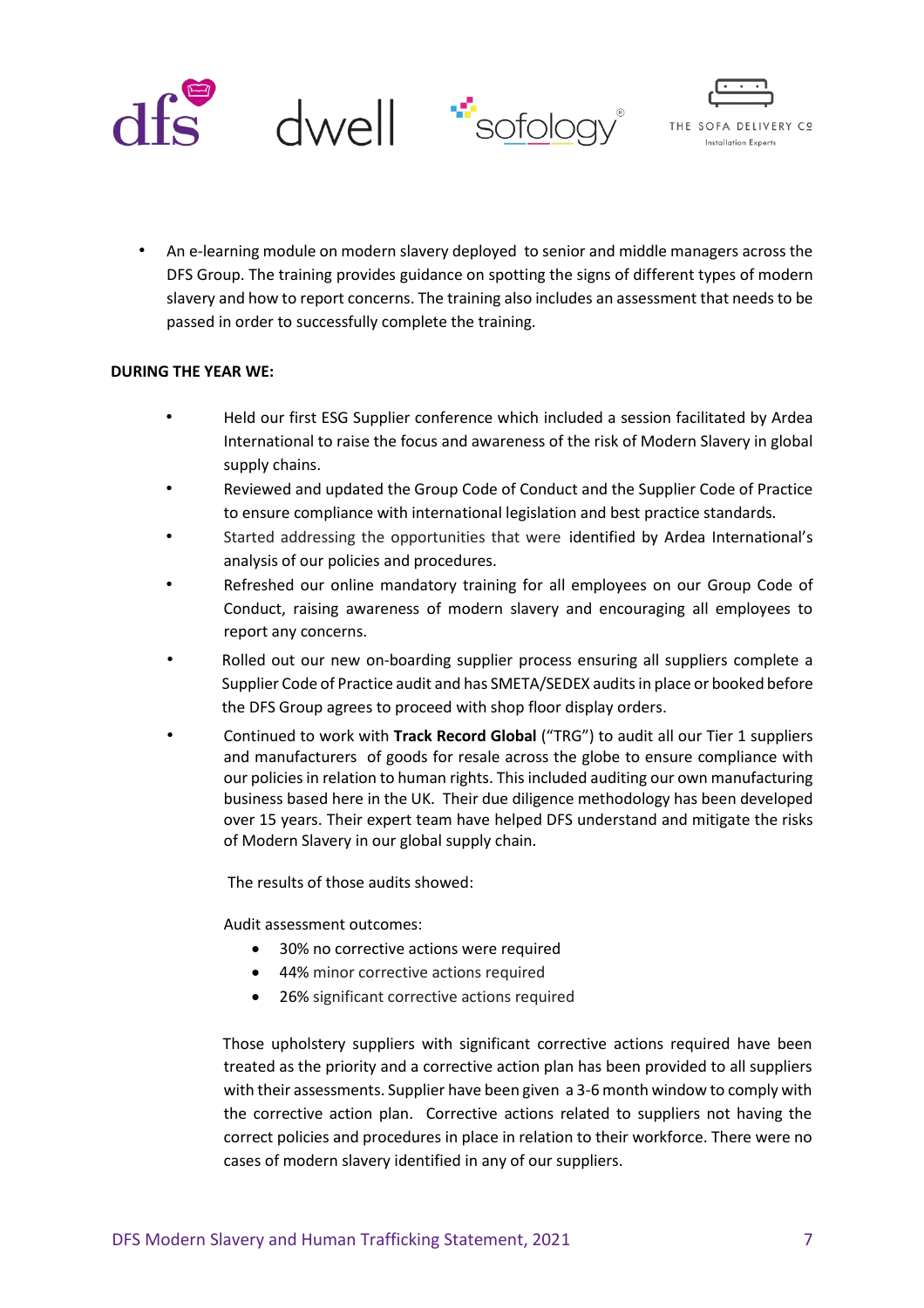- An e-learning module on modern slavery deployed to senior and middle managers across the DFS Group. The training provides guidance on spotting the signs of different types of modern slavery and how to report concerns. The training also includes an assessment that needs to be passed in order to successfully complete the training.

**DURING THE YEAR WE:**

- Held our first ESG Supplier conference which included a session facilitated by Ardea International to raise the focus and awareness of the risk of Modern Slavery in global supply chains.
- Reviewed and updated the Group Code of Conduct and the Supplier Code of Practice to ensure compliance with international legislation and best practice standards.
- Started addressing the opportunities that were identified by Ardea International's analysis of our policies and procedures.
- Refreshed our online mandatory training for all employees on our Group Code of Conduct, raising awareness of modern slavery and encouraging all employees to report any concerns.
- Rolled out our new on-boarding supplier process ensuring all suppliers complete a Supplier Code of Practice audit and has SMETA/SEDEX audits in place or booked before the DFS Group agrees to proceed with shop floor display orders.
- Continued to work with **Track Record Global** ("TRG") to audit all our Tier 1 suppliers and manufacturers of goods for resale across the globe to ensure compliance with our policies in relation to human rights. This included auditing our own manufacturing business based here in the UK. Their due diligence methodology has been developed over 15 years. Their expert team have helped DFS understand and mitigate the risks of Modern Slavery in our global supply chain.

  The results of those audits showed:

  Audit assessment outcomes:

  - 30% no corrective actions were required
  - 44% minor corrective actions required
  - 26% significant corrective actions required

  Those upholstery suppliers with significant corrective actions required have been treated as the priority and a corrective action plan has been provided to all suppliers with their assessments. Supplier have been given a 3-6 month window to comply with the corrective action plan. Corrective actions related to suppliers not having the correct policies and procedures in place in relation to their workforce. There were no cases of modern slavery identified in any of our suppliers.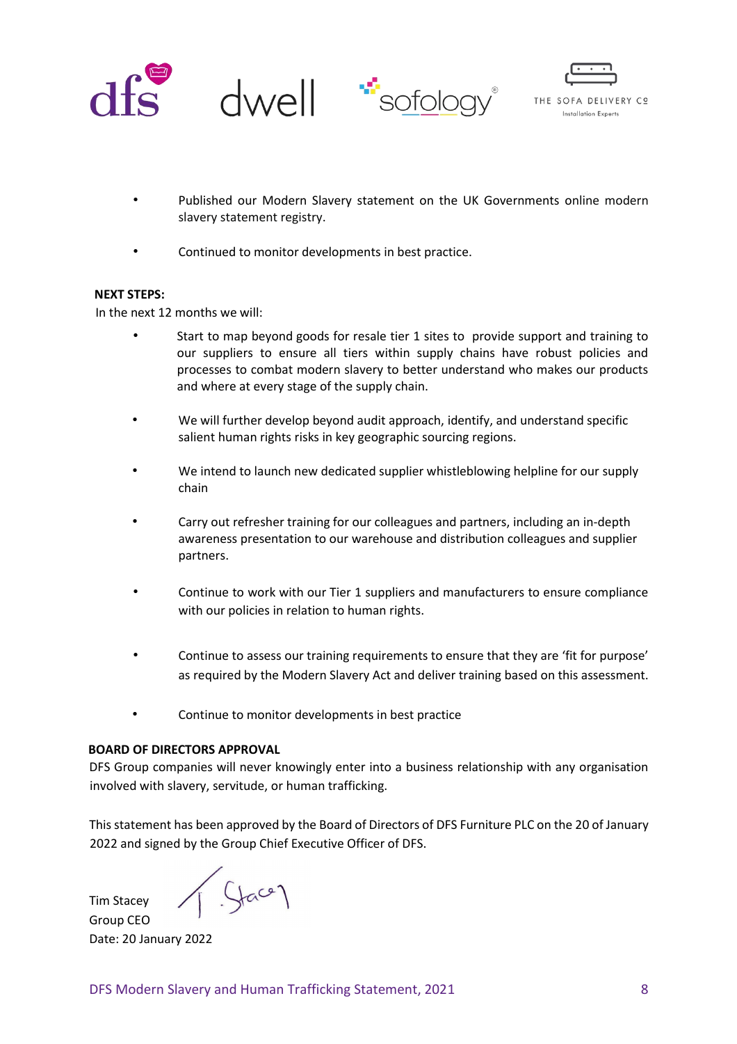- Published our Modern Slavery statement on the UK Governments online modern slavery statement registry.

- Continued to monitor developments in best practice.

**NEXT STEPS:**

In the next 12 months we will:

- Start to map beyond goods for resale tier 1 sites to provide support and training to our suppliers to ensure all tiers within supply chains have robust policies and processes to combat modern slavery to better understand who makes our products and where at every stage of the supply chain.

- We will further develop beyond audit approach, identify, and understand specific salient human rights risks in key geographic sourcing regions.

- We intend to launch new dedicated supplier whistleblowing helpline for our supply chain

- Carry out refresher training for our colleagues and partners, including an in-depth awareness presentation to our warehouse and distribution colleagues and supplier partners.

- Continue to work with our Tier 1 suppliers and manufacturers to ensure compliance with our policies in relation to human rights.

- Continue to assess our training requirements to ensure that they are 'fit for purpose' as required by the Modern Slavery Act and deliver training based on this assessment.

- Continue to monitor developments in best practice

**BOARD OF DIRECTORS APPROVAL**

DFS Group companies will never knowingly enter into a business relationship with any organisation involved with slavery, servitude, or human trafficking.

This statement has been approved by the Board of Directors of DFS Furniture PLC on the 20 of January 2022 and signed by the Group Chief Executive Officer of DFS.

Tim Stacey
Group CEO
Date: 20 January 2022